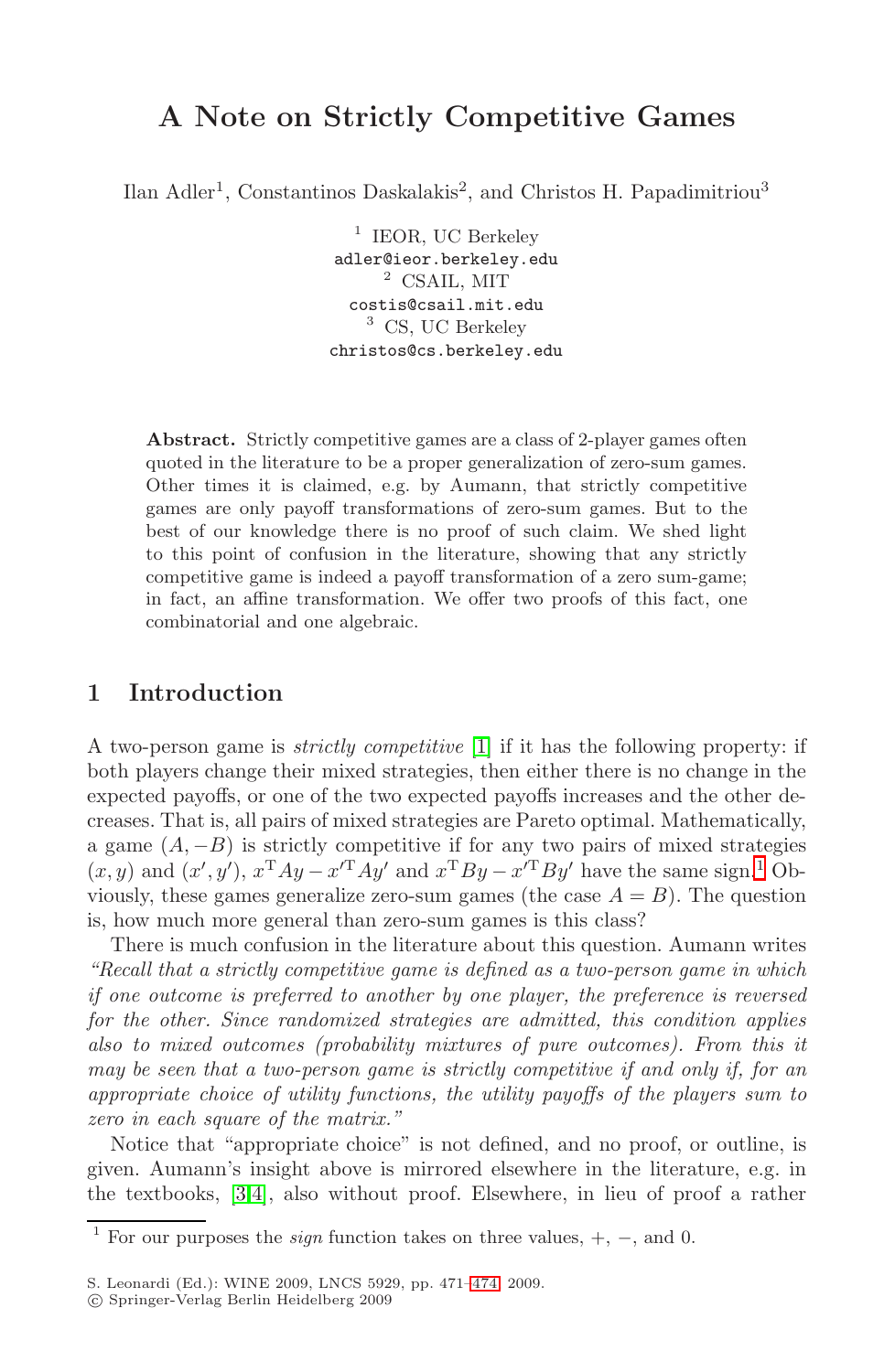# A Note on Strictly Competitive Games

Ilan Adler[1], Constantinos Daskalakis[2], and Christos H. Papadimitriou[3]

[1] IEOR, UC Berkeley
adler@ieor.berkeley.edu
[2] CSAIL, MIT
costis@csail.mit.edu
[3] CS, UC Berkeley
christos@cs.berkeley.edu

**Abstract.** Strictly competitive games are a class of 2-player games often quoted in the literature to be a proper generalization of zero-sum games. Other times it is claimed, e.g. by Aumann, that strictly competitive games are only payoff transformations of zero-sum games. But to the best of our knowledge there is no proof of such claim. We shed light to this point of confusion in the literature, showing that any strictly competitive game is indeed a payoff transformation of a zero sum-game; in fact, an affine transformation. We offer two proofs of this fact, one combinatorial and one algebraic.

## 1 Introduction

A two-person game is *strictly competitive* [1] if it has the following property: if both players change their mixed strategies, then either there is no change in the expected payoffs, or one of the two expected payoffs increases and the other decreases. That is, all pairs of mixed strategies are Pareto optimal. Mathematically, a game $(A, -B)$ is strictly competitive if for any two pairs of mixed strategies $(x, y)$ and $(x', y')$, $x^{\mathrm{T}}Ay - x'^{\mathrm{T}}Ay'$ and $x^{\mathrm{T}}By - x'^{\mathrm{T}}By'$ have the same sign.[1] Obviously, these games generalize zero-sum games (the case $A = B$). The question is, how much more general than zero-sum games is this class?

There is much confusion in the literature about this question. Aumann writes *"Recall that a strictly competitive game is defined as a two-person game in which if one outcome is preferred to another by one player, the preference is reversed for the other. Since randomized strategies are admitted, this condition applies also to mixed outcomes (probability mixtures of pure outcomes). From this it may be seen that a two-person game is strictly competitive if and only if, for an appropriate choice of utility functions, the utility payoffs of the players sum to zero in each square of the matrix."*

Notice that "appropriate choice" is not defined, and no proof, or outline, is given. Aumann's insight above is mirrored elsewhere in the literature, e.g. in the textbooks, [3,4], also without proof. Elsewhere, in lieu of proof a rather

[1] For our purposes the *sign* function takes on three values, +, −, and 0.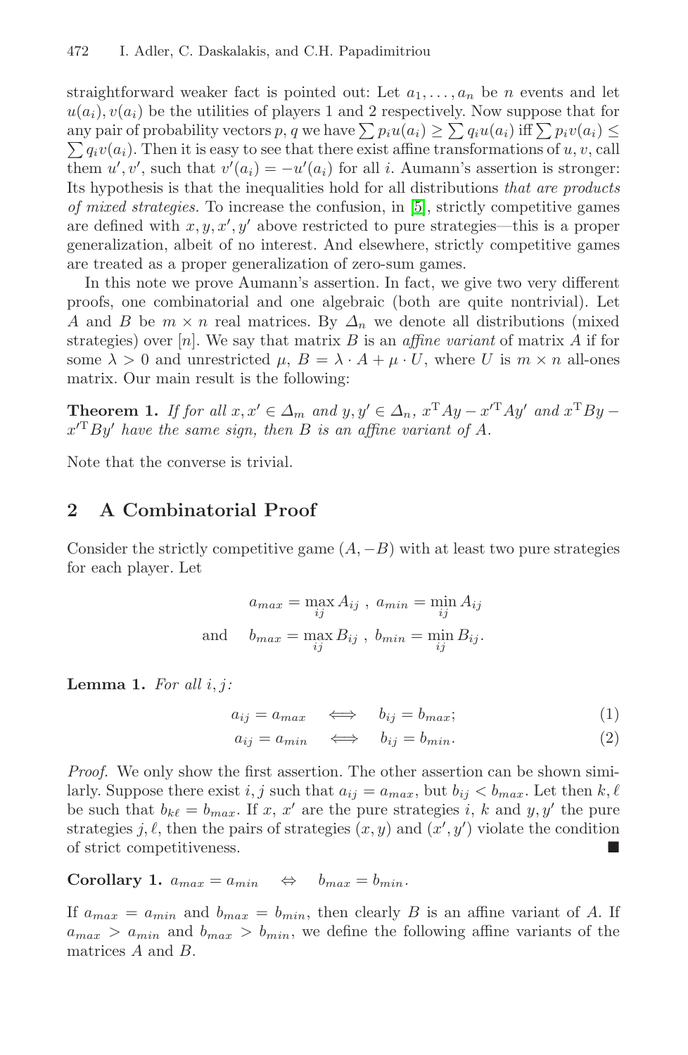straightforward weaker fact is pointed out: Let $a_1, \ldots, a_n$ be $n$ events and let $u(a_i), v(a_i)$ be the utilities of players 1 and 2 respectively. Now suppose that for any pair of probability vectors $p, q$ we have $\sum p_i u(a_i) \geq \sum q_i u(a_i)$ iff $\sum p_i v(a_i) \leq \sum q_i v(a_i)$. Then it is easy to see that there exist affine transformations of $u, v$, call them $u', v'$, such that $v'(a_i) = -u'(a_i)$ for all $i$. Aumann's assertion is stronger: Its hypothesis is that the inequalities hold for all distributions *that are products of mixed strategies.* To increase the confusion, in [5], strictly competitive games are defined with $x, y, x', y'$ above restricted to pure strategies—this is a proper generalization, albeit of no interest. And elsewhere, strictly competitive games are treated as a proper generalization of zero-sum games.

In this note we prove Aumann's assertion. In fact, we give two very different proofs, one combinatorial and one algebraic (both are quite nontrivial). Let $A$ and $B$ be $m \times n$ real matrices. By $\Delta_n$ we denote all distributions (mixed strategies) over $[n]$. We say that matrix $B$ is an *affine variant* of matrix $A$ if for some $\lambda > 0$ and unrestricted $\mu$, $B = \lambda \cdot A + \mu \cdot U$, where $U$ is $m \times n$ all-ones matrix. Our main result is the following:

**Theorem 1.** *If for all $x, x' \in \Delta_m$ and $y, y' \in \Delta_n$, $x^{\mathrm{T}} A y - x'^{\mathrm{T}} A y'$ and $x^{\mathrm{T}} B y - x'^{\mathrm{T}} B y'$ have the same sign, then $B$ is an affine variant of $A$.*

Note that the converse is trivial.

## 2 A Combinatorial Proof

Consider the strictly competitive game $(A, -B)$ with at least two pure strategies for each player. Let

$$a_{max} = \max_{ij} A_{ij}\ ,\ a_{min} = \min_{ij} A_{ij}$$

$$\text{and} \quad b_{max} = \max_{ij} B_{ij}\ ,\ b_{min} = \min_{ij} B_{ij}.$$

**Lemma 1.** *For all $i, j$:*

$$a_{ij} = a_{max} \iff b_{ij} = b_{max}; \tag{1}$$

$$a_{ij} = a_{min} \iff b_{ij} = b_{min}. \tag{2}$$

*Proof.* We only show the first assertion. The other assertion can be shown similarly. Suppose there exist $i, j$ such that $a_{ij} = a_{max}$, but $b_{ij} < b_{max}$. Let then $k, \ell$ be such that $b_{k\ell} = b_{max}$. If $x$, $x'$ are the pure strategies $i$, $k$ and $y, y'$ the pure strategies $j, \ell$, then the pairs of strategies $(x, y)$ and $(x', y')$ violate the condition of strict competitiveness. ■

**Corollary 1.** $a_{max} = a_{min} \quad \Leftrightarrow \quad b_{max} = b_{min}$.

If $a_{max} = a_{min}$ and $b_{max} = b_{min}$, then clearly $B$ is an affine variant of $A$. If $a_{max} > a_{min}$ and $b_{max} > b_{min}$, we define the following affine variants of the matrices $A$ and $B$.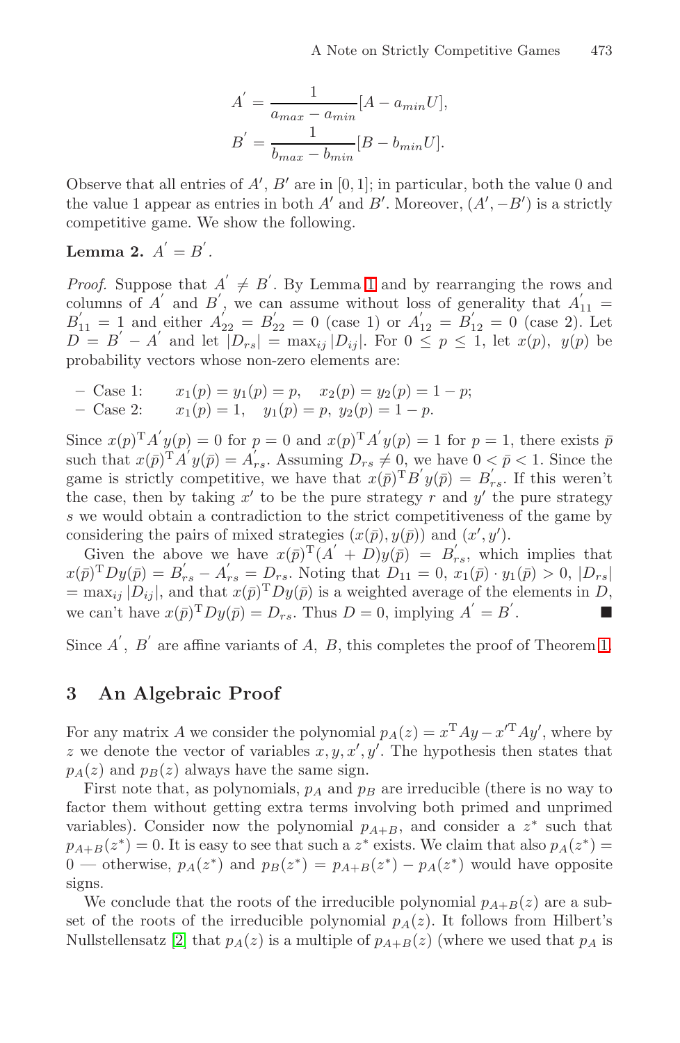$$A' = \frac{1}{a_{max} - a_{min}}[A - a_{min}U],$$
$$B' = \frac{1}{b_{max} - b_{min}}[B - b_{min}U].$$

Observe that all entries of $A'$, $B'$ are in $[0, 1]$; in particular, both the value 0 and the value 1 appear as entries in both $A'$ and $B'$. Moreover, $(A', -B')$ is a strictly competitive game. We show the following.

**Lemma 2.** *$A' = B'$.*

*Proof.* Suppose that $A' \neq B'$. By Lemma 1 and by rearranging the rows and columns of $A'$ and $B'$, we can assume without loss of generality that $A'_{11} = B'_{11} = 1$ and either $A'_{22} = B'_{22} = 0$ (case 1) or $A'_{12} = B'_{12} = 0$ (case 2). Let $D = B' - A'$ and let $|D_{rs}| = \max_{ij} |D_{ij}|$. For $0 \leq p \leq 1$, let $x(p)$, $y(p)$ be probability vectors whose non-zero elements are:

- Case 1: $\quad x_1(p) = y_1(p) = p, \quad x_2(p) = y_2(p) = 1 - p$;
- Case 2: $\quad x_1(p) = 1, \quad y_1(p) = p, \; y_2(p) = 1 - p$.

Since $x(p)^{\mathrm{T}} A' y(p) = 0$ for $p = 0$ and $x(p)^{\mathrm{T}} A' y(p) = 1$ for $p = 1$, there exists $\bar{p}$ such that $x(\bar{p})^{\mathrm{T}} A' y(\bar{p}) = A'_{rs}$. Assuming $D_{rs} \neq 0$, we have $0 < \bar{p} < 1$. Since the game is strictly competitive, we have that $x(\bar{p})^{\mathrm{T}} B' y(\bar{p}) = B'_{rs}$. If this weren't the case, then by taking $x'$ to be the pure strategy $r$ and $y'$ the pure strategy $s$ we would obtain a contradiction to the strict competitiveness of the game by considering the pairs of mixed strategies $(x(\bar{p}), y(\bar{p}))$ and $(x', y')$.

Given the above we have $x(\bar{p})^{\mathrm{T}}(A' + D)y(\bar{p}) = B'_{rs}$, which implies that $x(\bar{p})^{\mathrm{T}} D y(\bar{p}) = B'_{rs} - A'_{rs} = D_{rs}$. Noting that $D_{11} = 0$, $x_1(\bar{p}) \cdot y_1(\bar{p}) > 0$, $|D_{rs}| = \max_{ij} |D_{ij}|$, and that $x(\bar{p})^{\mathrm{T}} D y(\bar{p})$ is a weighted average of the elements in $D$, we can't have $x(\bar{p})^{\mathrm{T}} D y(\bar{p}) = D_{rs}$. Thus $D = 0$, implying $A' = B'$. ■

Since $A'$, $B'$ are affine variants of $A$, $B$, this completes the proof of Theorem 1.

## 3 An Algebraic Proof

For any matrix $A$ we consider the polynomial $p_A(z) = x^{\mathrm{T}} A y - x'^{\mathrm{T}} A y'$, where by $z$ we denote the vector of variables $x, y, x', y'$. The hypothesis then states that $p_A(z)$ and $p_B(z)$ always have the same sign.

First note that, as polynomials, $p_A$ and $p_B$ are irreducible (there is no way to factor them without getting extra terms involving both primed and unprimed variables). Consider now the polynomial $p_{A+B}$, and consider a $z^*$ such that $p_{A+B}(z^*) = 0$. It is easy to see that such a $z^*$ exists. We claim that also $p_A(z^*) = 0$ — otherwise, $p_A(z^*)$ and $p_B(z^*) = p_{A+B}(z^*) - p_A(z^*)$ would have opposite signs.

We conclude that the roots of the irreducible polynomial $p_{A+B}(z)$ are a subset of the roots of the irreducible polynomial $p_A(z)$. It follows from Hilbert's Nullstellensatz [2] that $p_A(z)$ is a multiple of $p_{A+B}(z)$ (where we used that $p_A$ is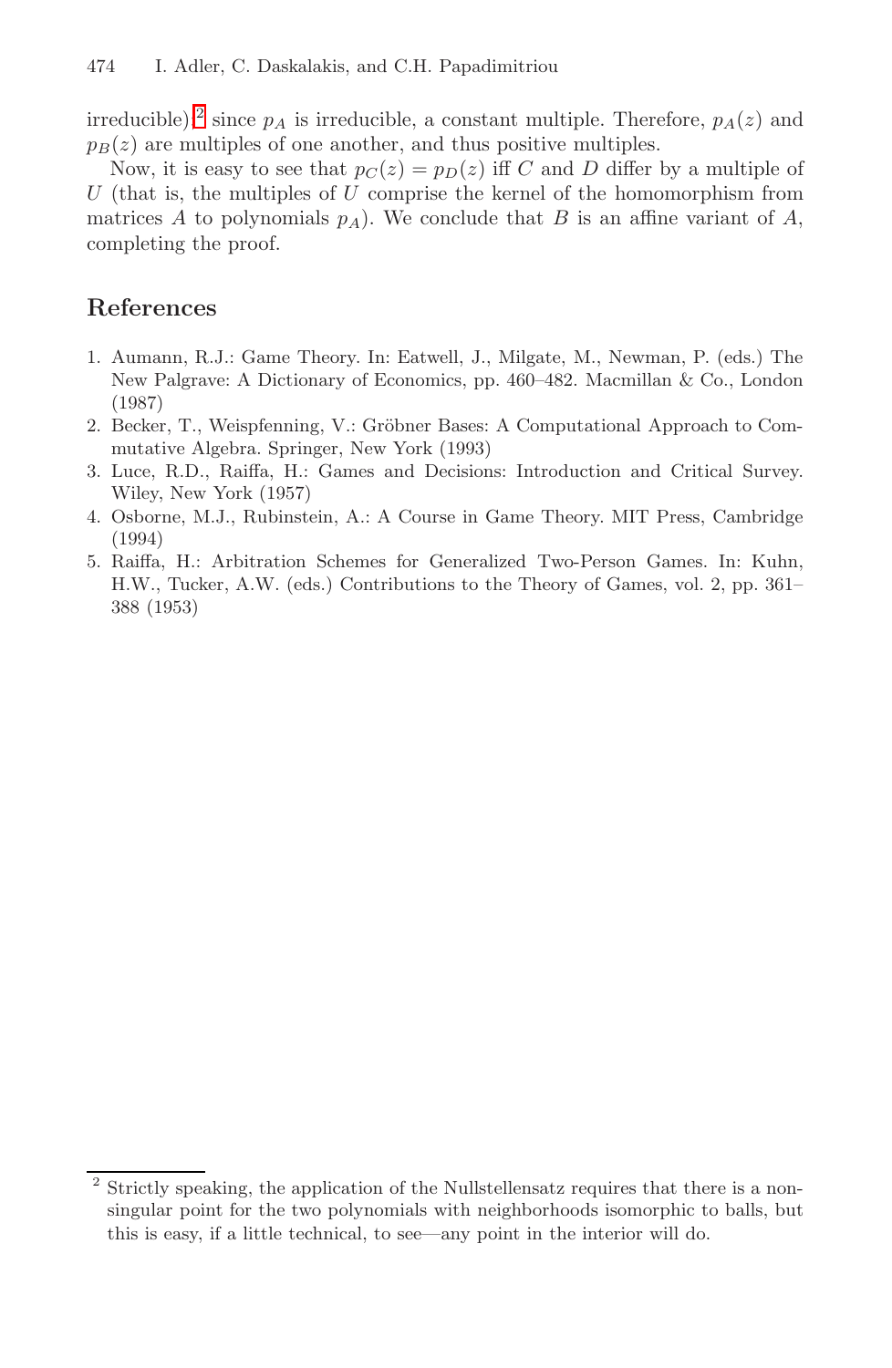irreducible),[2] since $p_A$ is irreducible, a constant multiple. Therefore, $p_A(z)$ and $p_B(z)$ are multiples of one another, and thus positive multiples.

Now, it is easy to see that $p_C(z) = p_D(z)$ iff $C$ and $D$ differ by a multiple of $U$ (that is, the multiples of $U$ comprise the kernel of the homomorphism from matrices $A$ to polynomials $p_A$). We conclude that $B$ is an affine variant of $A$, completing the proof.

## References

1. Aumann, R.J.: Game Theory. In: Eatwell, J., Milgate, M., Newman, P. (eds.) The New Palgrave: A Dictionary of Economics, pp. 460–482. Macmillan & Co., London (1987)
2. Becker, T., Weispfenning, V.: Gröbner Bases: A Computational Approach to Commutative Algebra. Springer, New York (1993)
3. Luce, R.D., Raiffa, H.: Games and Decisions: Introduction and Critical Survey. Wiley, New York (1957)
4. Osborne, M.J., Rubinstein, A.: A Course in Game Theory. MIT Press, Cambridge (1994)
5. Raiffa, H.: Arbitration Schemes for Generalized Two-Person Games. In: Kuhn, H.W., Tucker, A.W. (eds.) Contributions to the Theory of Games, vol. 2, pp. 361–388 (1953)

[2] Strictly speaking, the application of the Nullstellensatz requires that there is a non-singular point for the two polynomials with neighborhoods isomorphic to balls, but this is easy, if a little technical, to see—any point in the interior will do.